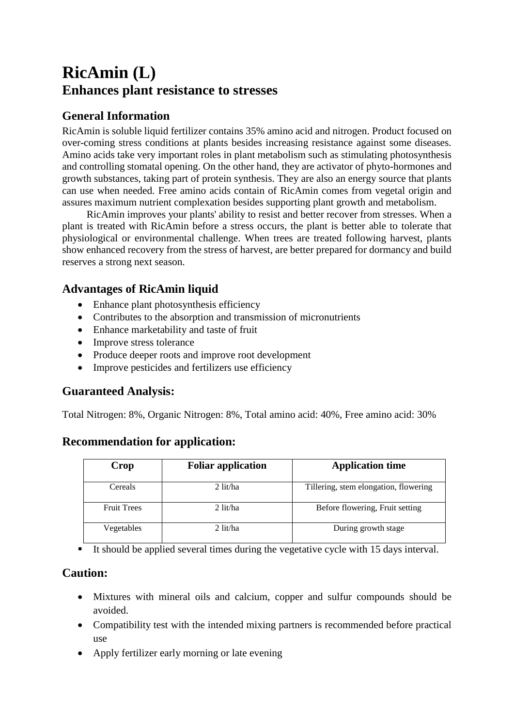# RicAmin (L)
## Enhances plant resistance to stresses

### General Information

RicAmin is soluble liquid fertilizer contains 35% amino acid and nitrogen. Product focused on over-coming stress conditions at plants besides increasing resistance against some diseases. Amino acids take very important roles in plant metabolism such as stimulating photosynthesis and controlling stomatal opening. On the other hand, they are activator of phyto-hormones and growth substances, taking part of protein synthesis. They are also an energy source that plants can use when needed. Free amino acids contain of RicAmin comes from vegetal origin and assures maximum nutrient complexation besides supporting plant growth and metabolism.

RicAmin improves your plants' ability to resist and better recover from stresses. When a plant is treated with RicAmin before a stress occurs, the plant is better able to tolerate that physiological or environmental challenge. When trees are treated following harvest, plants show enhanced recovery from the stress of harvest, are better prepared for dormancy and build reserves a strong next season.

### Advantages of RicAmin liquid

- Enhance plant photosynthesis efficiency
- Contributes to the absorption and transmission of micronutrients
- Enhance marketability and taste of fruit
- Improve stress tolerance
- Produce deeper roots and improve root development
- Improve pesticides and fertilizers use efficiency

### Guaranteed Analysis:

Total Nitrogen: 8%, Organic Nitrogen: 8%, Total amino acid: 40%, Free amino acid: 30%

### Recommendation for application:

| Crop | Foliar application | Application time |
|---|---|---|
| Cereals | 2 lit/ha | Tillering, stem elongation, flowering |
| Fruit Trees | 2 lit/ha | Before flowering, Fruit setting |
| Vegetables | 2 lit/ha | During growth stage |

- It should be applied several times during the vegetative cycle with 15 days interval.

### Caution:

- Mixtures with mineral oils and calcium, copper and sulfur compounds should be avoided.
- Compatibility test with the intended mixing partners is recommended before practical use
- Apply fertilizer early morning or late evening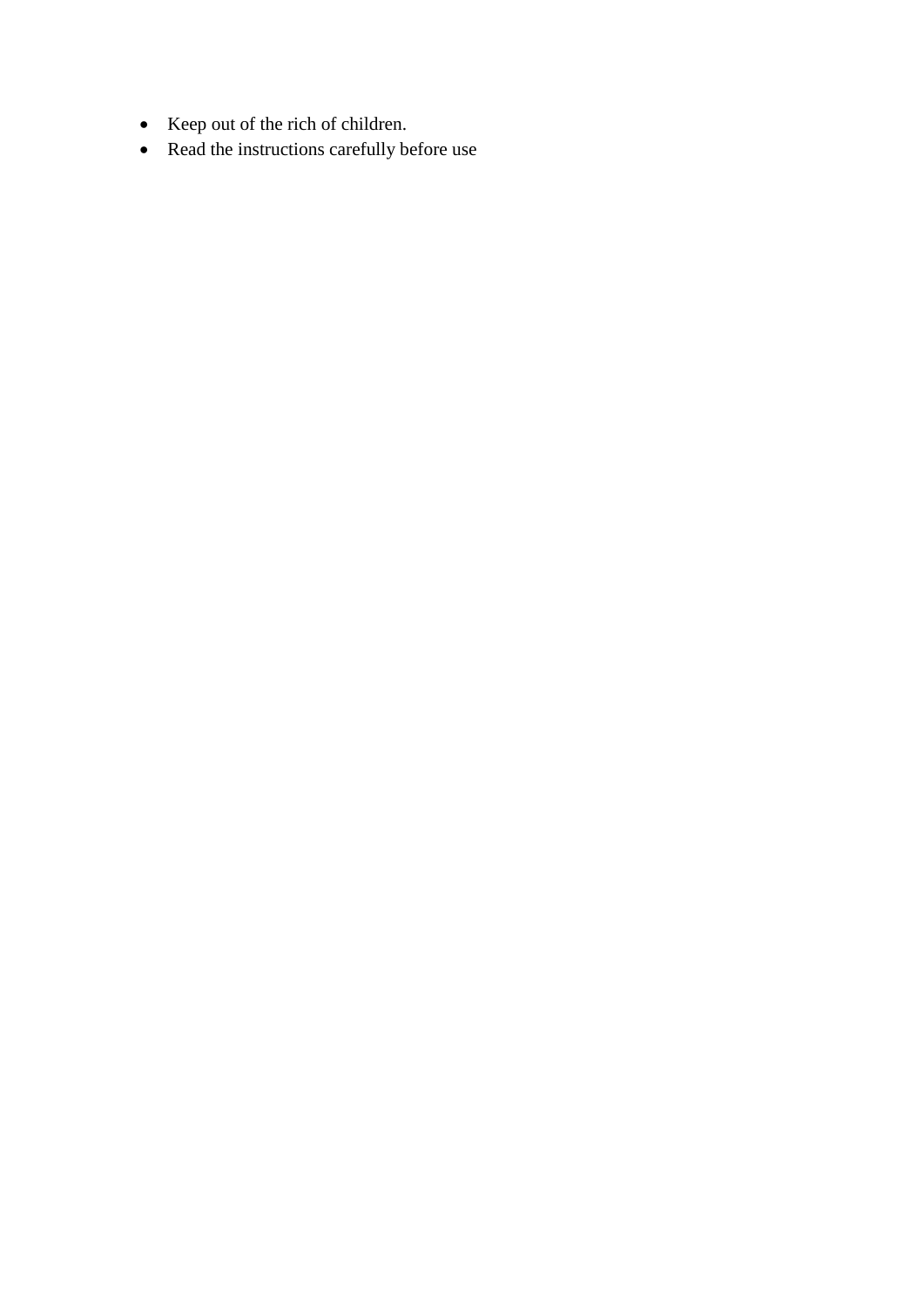- Keep out of the rich of children.
- Read the instructions carefully before use